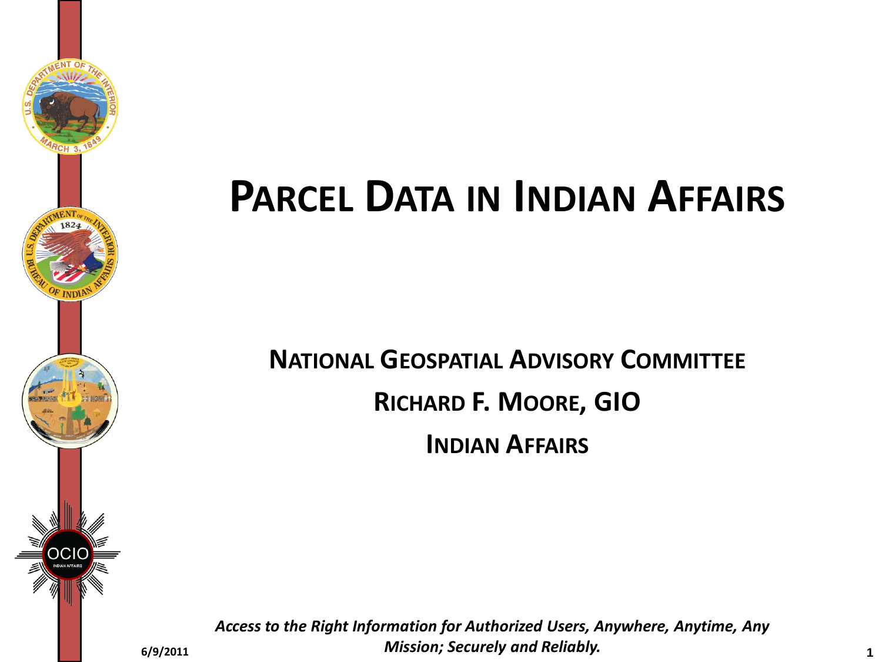# Parcel Data in Indian Affairs

**National Geospatial Advisory Committee**

**Richard F. Moore, GIO**

**Indian Affairs**

***Access to the Right Information for Authorized Users, Anywhere, Anytime, Any Mission; Securely and Reliably.***

6/9/2011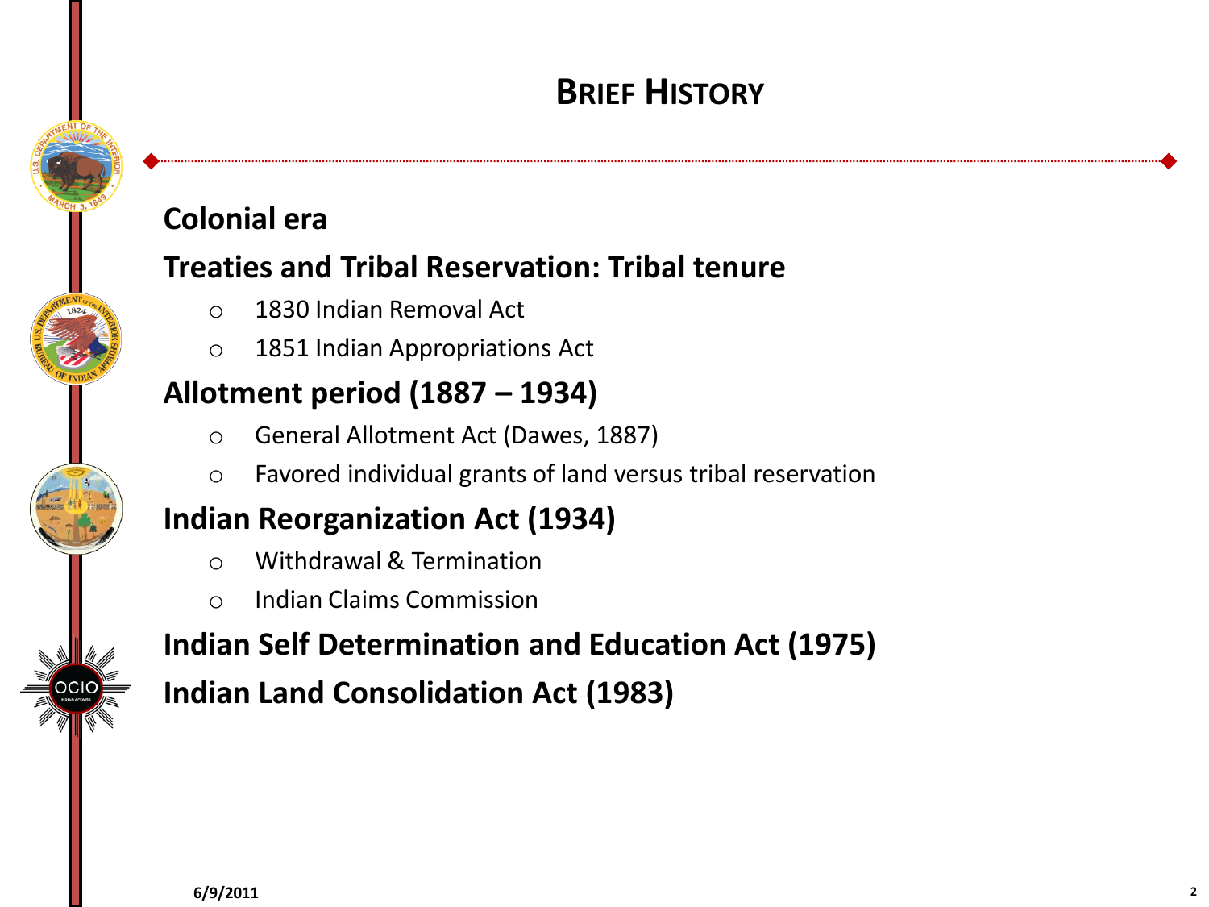# Brief History

## Colonial era

## Treaties and Tribal Reservation: Tribal tenure

- 1830 Indian Removal Act
- 1851 Indian Appropriations Act

## Allotment period (1887 – 1934)

- General Allotment Act (Dawes, 1887)
- Favored individual grants of land versus tribal reservation

## Indian Reorganization Act (1934)

- Withdrawal & Termination
- Indian Claims Commission

## Indian Self Determination and Education Act (1975)

## Indian Land Consolidation Act (1983)

6/9/2011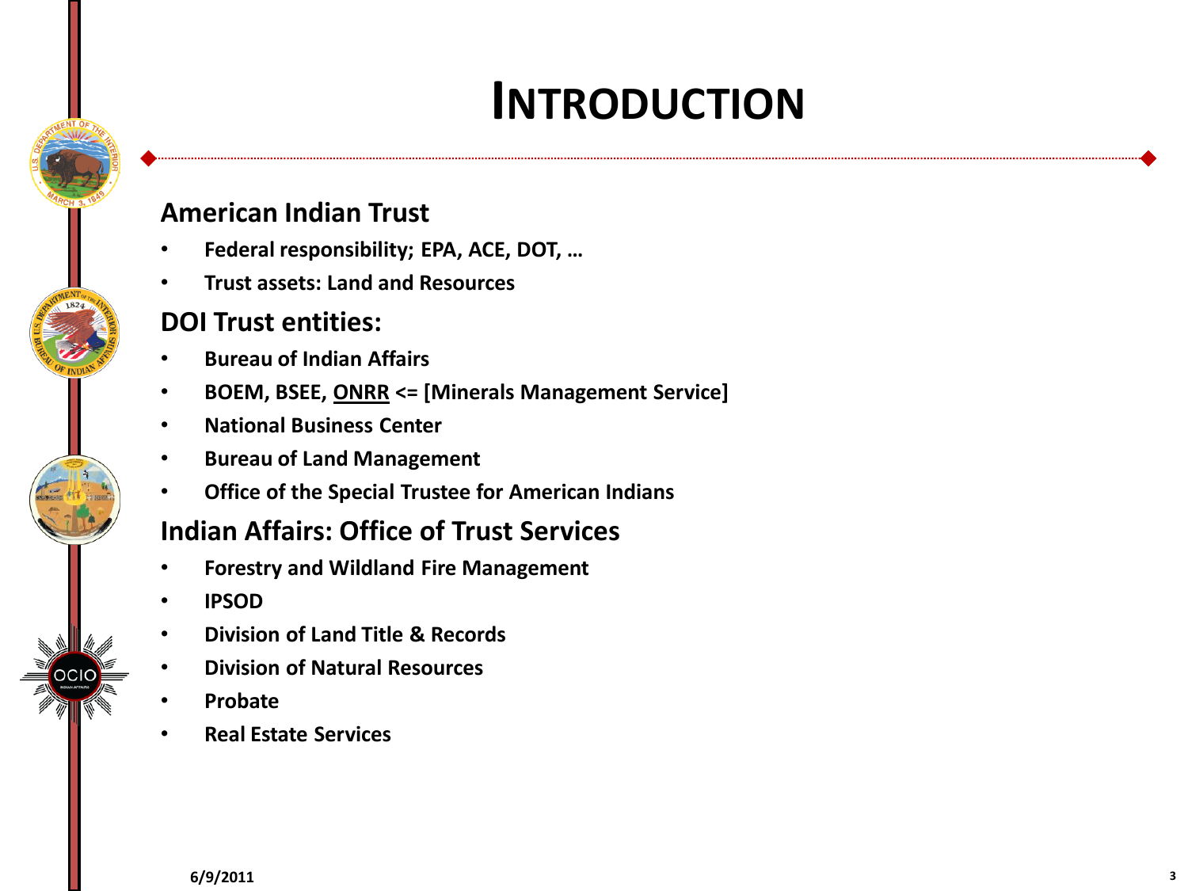# INTRODUCTION

## American Indian Trust

- **Federal responsibility; EPA, ACE, DOT, …**
- **Trust assets: Land and Resources**

## DOI Trust entities:

- **Bureau of Indian Affairs**
- **BOEM, BSEE, ONRR <= [Minerals Management Service]**
- **National Business Center**
- **Bureau of Land Management**
- **Office of the Special Trustee for American Indians**

## Indian Affairs: Office of Trust Services

- **Forestry and Wildland Fire Management**
- **IPSOD**
- **Division of Land Title & Records**
- **Division of Natural Resources**
- **Probate**
- **Real Estate Services**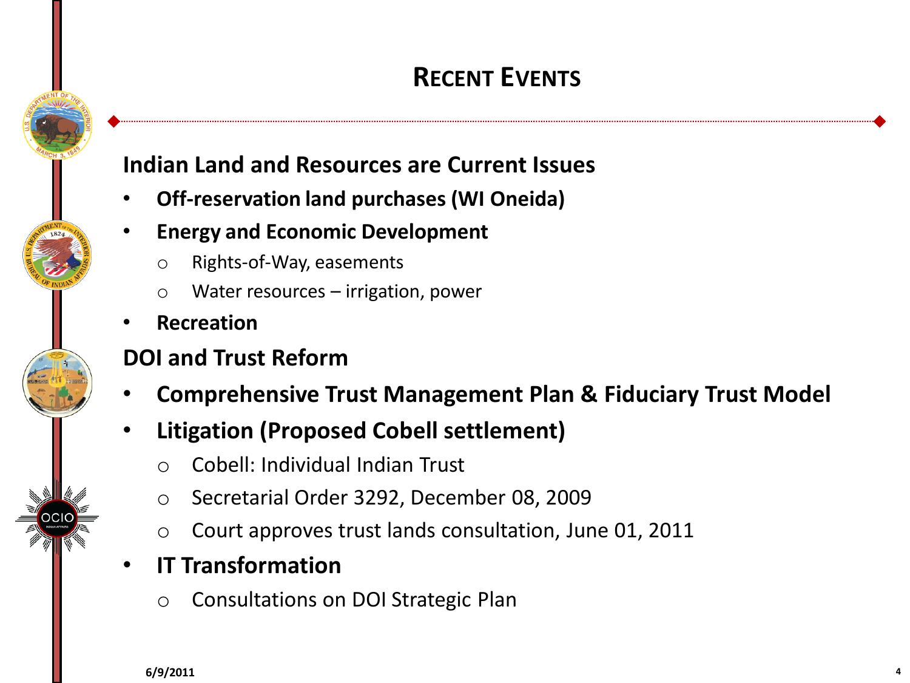# RECENT EVENTS

## Indian Land and Resources are Current Issues

- **Off-reservation land purchases (WI Oneida)**
- **Energy and Economic Development**
  - Rights-of-Way, easements
  - Water resources – irrigation, power
- **Recreation**

## DOI and Trust Reform

- **Comprehensive Trust Management Plan & Fiduciary Trust Model**
- **Litigation (Proposed Cobell settlement)**
  - Cobell: Individual Indian Trust
  - Secretarial Order 3292, December 08, 2009
  - Court approves trust lands consultation, June 01, 2011
- **IT Transformation**
  - Consultations on DOI Strategic Plan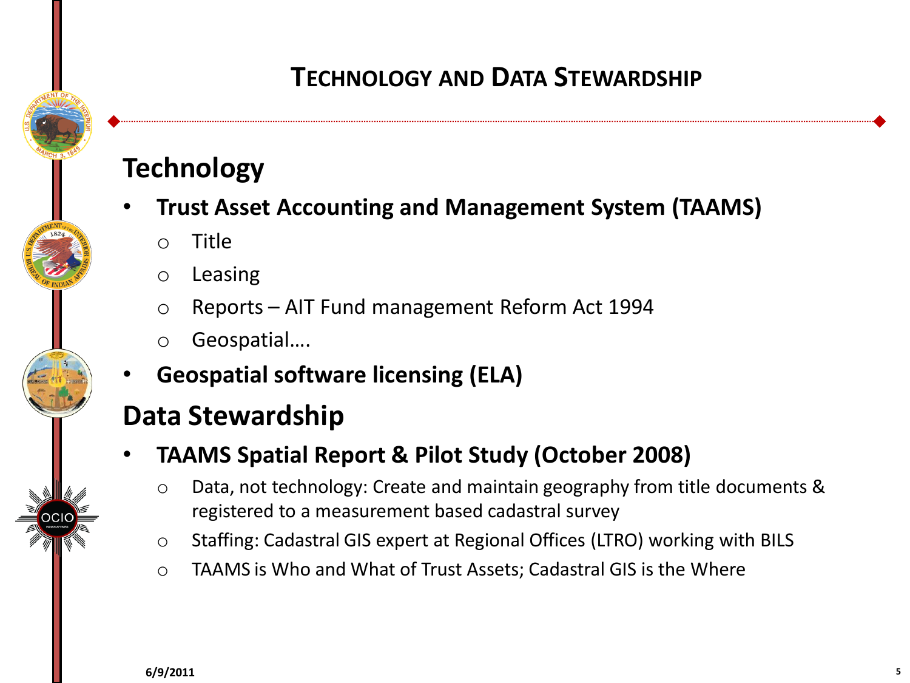# TECHNOLOGY AND DATA STEWARDSHIP

## Technology

- **Trust Asset Accounting and Management System (TAAMS)**
  - Title
  - Leasing
  - Reports – AIT Fund management Reform Act 1994
  - Geospatial….
- **Geospatial software licensing (ELA)**

## Data Stewardship

- **TAAMS Spatial Report & Pilot Study (October 2008)**
  - Data, not technology: Create and maintain geography from title documents & registered to a measurement based cadastral survey
  - Staffing: Cadastral GIS expert at Regional Offices (LTRO) working with BILS
  - TAAMS is Who and What of Trust Assets; Cadastral GIS is the Where